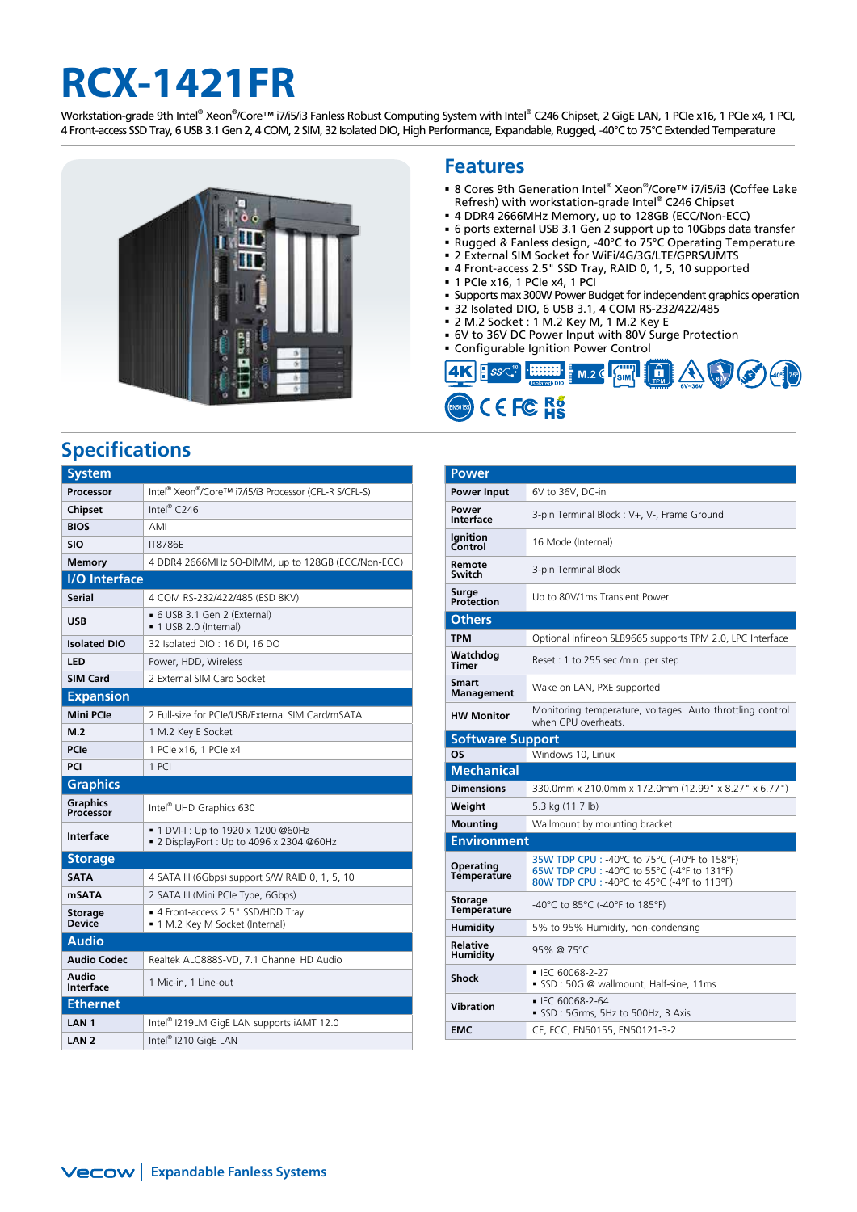# RCX-1421FR

Workstation-grade 9th Intel® Xeon®/Core™ i7/i5/i3 Fanless Robust Computing System with Intel® C246 Chipset, 2 GigE LAN, 1 PCIe x16, 1 PCIe x4, 1 PCI, 4 Front-access SSD Tray, 6 USB 3.1 Gen 2, 4 COM, 2 SIM, 32 Isolated DIO, High Performance, Expandable, Rugged, -40°C to 75°C Extended Temperature

## Features

- 8 Cores 9th Generation Intel® Xeon®/Core™ i7/i5/i3 (Coffee Lake Refresh) with workstation-grade Intel® C246 Chipset
- 4 DDR4 2666MHz Memory, up to 128GB (ECC/Non-ECC)
- 6 ports external USB 3.1 Gen 2 support up to 10Gbps data transfer
- Rugged & Fanless design, -40°C to 75°C Operating Temperature
- 2 External SIM Socket for WiFi/4G/3G/LTE/GPRS/UMTS
- 4 Front-access 2.5" SSD Tray, RAID 0, 1, 5, 10 supported
- 1 PCIe x16, 1 PCIe x4, 1 PCI
- Supports max 300W Power Budget for independent graphics operation
- 32 Isolated DIO, 6 USB 3.1, 4 COM RS-232/422/485
- 2 M.2 Socket : 1 M.2 Key M, 1 M.2 Key E
- 6V to 36V DC Power Input with 80V Surge Protection
- Configurable Ignition Power Control

## Specifications

| System | |
|---|---|
| Processor | Intel® Xeon®/Core™ i7/i5/i3 Processor (CFL-R S/CFL-S) |
| Chipset | Intel® C246 |
| BIOS | AMI |
| SIO | IT8786E |
| Memory | 4 DDR4 2666MHz SO-DIMM, up to 128GB (ECC/Non-ECC) |
| **I/O Interface** | |
| Serial | 4 COM RS-232/422/485 (ESD 8KV) |
| USB | ▪ 6 USB 3.1 Gen 2 (External)<br>▪ 1 USB 2.0 (Internal) |
| Isolated DIO | 32 Isolated DIO : 16 DI, 16 DO |
| LED | Power, HDD, Wireless |
| SIM Card | 2 External SIM Card Socket |
| **Expansion** | |
| Mini PCIe | 2 Full-size for PCIe/USB/External SIM Card/mSATA |
| M.2 | 1 M.2 Key E Socket |
| PCIe | 1 PCIe x16, 1 PCIe x4 |
| PCI | 1 PCI |
| **Graphics** | |
| Graphics Processor | Intel® UHD Graphics 630 |
| Interface | ▪ 1 DVI-I : Up to 1920 x 1200 @60Hz<br>▪ 2 DisplayPort : Up to 4096 x 2304 @60Hz |
| **Storage** | |
| SATA | 4 SATA III (6Gbps) support S/W RAID 0, 1, 5, 10 |
| mSATA | 2 SATA III (Mini PCIe Type, 6Gbps) |
| Storage Device | ▪ 4 Front-access 2.5" SSD/HDD Tray<br>▪ 1 M.2 Key M Socket (Internal) |
| **Audio** | |
| Audio Codec | Realtek ALC888S-VD, 7.1 Channel HD Audio |
| Audio Interface | 1 Mic-in, 1 Line-out |
| **Ethernet** | |
| LAN 1 | Intel® I219LM GigE LAN supports iAMT 12.0 |
| LAN 2 | Intel® I210 GigE LAN |

| Power | |
|---|---|
| Power Input | 6V to 36V, DC-in |
| Power Interface | 3-pin Terminal Block : V+, V-, Frame Ground |
| Ignition Control | 16 Mode (Internal) |
| Remote Switch | 3-pin Terminal Block |
| Surge Protection | Up to 80V/1ms Transient Power |
| **Others** | |
| TPM | Optional Infineon SLB9665 supports TPM 2.0, LPC Interface |
| Watchdog Timer | Reset : 1 to 255 sec./min. per step |
| Smart Management | Wake on LAN, PXE supported |
| HW Monitor | Monitoring temperature, voltages. Auto throttling control when CPU overheats. |
| **Software Support** | |
| OS | Windows 10, Linux |
| **Mechanical** | |
| Dimensions | 330.0mm x 210.0mm x 172.0mm (12.99" x 8.27" x 6.77") |
| Weight | 5.3 kg (11.7 lb) |
| Mounting | Wallmount by mounting bracket |
| **Environment** | |
| Operating Temperature | 35W TDP CPU : -40°C to 75°C (-40°F to 158°F)<br>65W TDP CPU : -40°C to 55°C (-4°F to 131°F)<br>80W TDP CPU : -40°C to 45°C (-4°F to 113°F) |
| Storage Temperature | -40°C to 85°C (-40°F to 185°F) |
| Humidity | 5% to 95% Humidity, non-condensing |
| Relative Humidity | 95% @ 75°C |
| Shock | ▪ IEC 60068-2-27<br>▪ SSD : 50G @ wallmount, Half-sine, 11ms |
| Vibration | ▪ IEC 60068-2-64<br>▪ SSD : 5Grms, 5Hz to 500Hz, 3 Axis |
| EMC | CE, FCC, EN50155, EN50121-3-2 |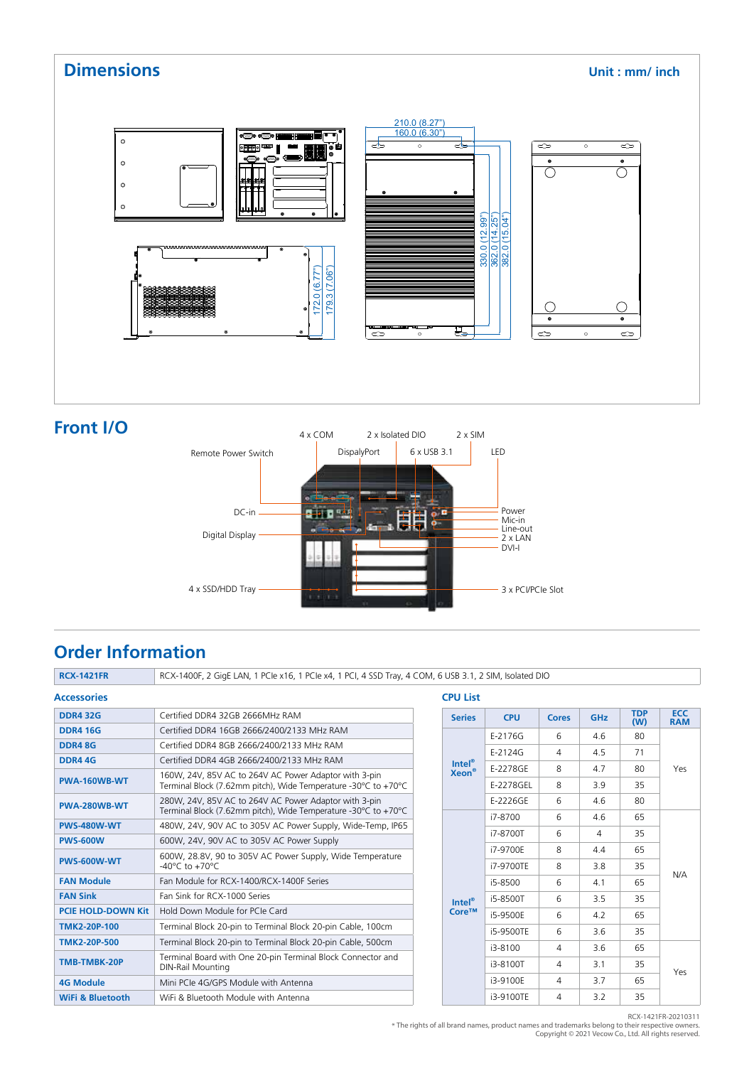## Dimensions

Unit : mm/ inch

210.0 (8.27")
160.0 (6.30")
330.0 (12.99")
362.0 (14.25")
382.0 (15.04")
172.0 (6.77")
179.3 (7.06")

## Front I/O

4 x COM
2 x Isolated DIO
2 x SIM
Remote Power Switch
DispalyPort
6 x USB 3.1
LED
DC-in
Power
Mic-in
Line-out
2 x LAN
DVI-I
Digital Display
4 x SSD/HDD Tray
3 x PCI/PCIe Slot

## Order Information

| | |
|---|---|
| **RCX-1421FR** | RCX-1400F, 2 GigE LAN, 1 PCIe x16, 1 PCIe x4, 1 PCI, 4 SSD Tray, 4 COM, 6 USB 3.1, 2 SIM, Isolated DIO |

### Accessories

| | |
|---|---|
| **DDR4 32G** | Certified DDR4 32GB 2666MHz RAM |
| **DDR4 16G** | Certified DDR4 16GB 2666/2400/2133 MHz RAM |
| **DDR4 8G** | Certified DDR4 8GB 2666/2400/2133 MHz RAM |
| **DDR4 4G** | Certified DDR4 4GB 2666/2400/2133 MHz RAM |
| **PWA-160WB-WT** | 160W, 24V, 85V AC to 264V AC Power Adaptor with 3-pin Terminal Block (7.62mm pitch), Wide Temperature -30°C to +70°C |
| **PWA-280WB-WT** | 280W, 24V, 85V AC to 264V AC Power Adaptor with 3-pin Terminal Block (7.62mm pitch), Wide Temperature -30°C to +70°C |
| **PWS-480W-WT** | 480W, 24V, 90V AC to 305V AC Power Supply, Wide-Temp, IP65 |
| **PWS-600W** | 600W, 24V, 90V AC to 305V AC Power Supply |
| **PWS-600W-WT** | 600W, 28.8V, 90 to 305V AC Power Supply, Wide Temperature -40°C to +70°C |
| **FAN Module** | Fan Module for RCX-1400/RCX-1400F Series |
| **FAN Sink** | Fan Sink for RCX-1000 Series |
| **PCIE HOLD-DOWN Kit** | Hold Down Module for PCIe Card |
| **TMK2-20P-100** | Terminal Block 20-pin to Terminal Block 20-pin Cable, 100cm |
| **TMK2-20P-500** | Terminal Block 20-pin to Terminal Block 20-pin Cable, 500cm |
| **TMB-TMBK-20P** | Terminal Board with One 20-pin Terminal Block Connector and DIN-Rail Mounting |
| **4G Module** | Mini PCIe 4G/GPS Module with Antenna |
| **WiFi & Bluetooth** | WiFi & Bluetooth Module with Antenna |

### CPU List

| Series | CPU | Cores | GHz | TDP (W) | ECC RAM |
|---|---|---|---|---|---|
| Intel® Xeon® | E-2176G | 6 | 4.6 | 80 | Yes |
| | E-2124G | 4 | 4.5 | 71 | |
| | E-2278GE | 8 | 4.7 | 80 | |
| | E-2278GEL | 8 | 3.9 | 35 | |
| | E-2226GE | 6 | 4.6 | 80 | |
| Intel® Core™ | i7-8700 | 6 | 4.6 | 65 | N/A |
| | i7-8700T | 6 | 4 | 35 | |
| | i7-9700E | 8 | 4.4 | 65 | |
| | i7-9700TE | 8 | 3.8 | 35 | |
| | i5-8500 | 6 | 4.1 | 65 | |
| | i5-8500T | 6 | 3.5 | 35 | |
| | i5-9500E | 6 | 4.2 | 65 | |
| | i5-9500TE | 6 | 3.6 | 35 | |
| | i3-8100 | 4 | 3.6 | 65 | Yes |
| | i3-8100T | 4 | 3.1 | 35 | |
| | i3-9100E | 4 | 3.7 | 65 | |
| | i3-9100TE | 4 | 3.2 | 35 | |

RCX-1421FR-20210311
* The rights of all brand names, product names and trademarks belong to their respective owners.
Copyright © 2021 Vecow Co., Ltd. All rights reserved.